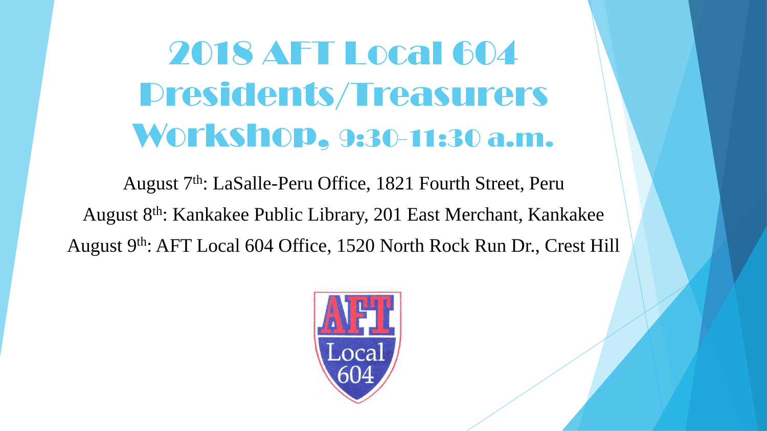# 2018 AFT Local 604 Presidents/Treasurers Workshop, 9:30-11:30 a.m.

August 7th: LaSalle-Peru Office, 1821 Fourth Street, Peru

August 8th: Kankakee Public Library, 201 East Merchant, Kankakee

August 9th: AFT Local 604 Office, 1520 North Rock Run Dr., Crest Hill

AFT Local 604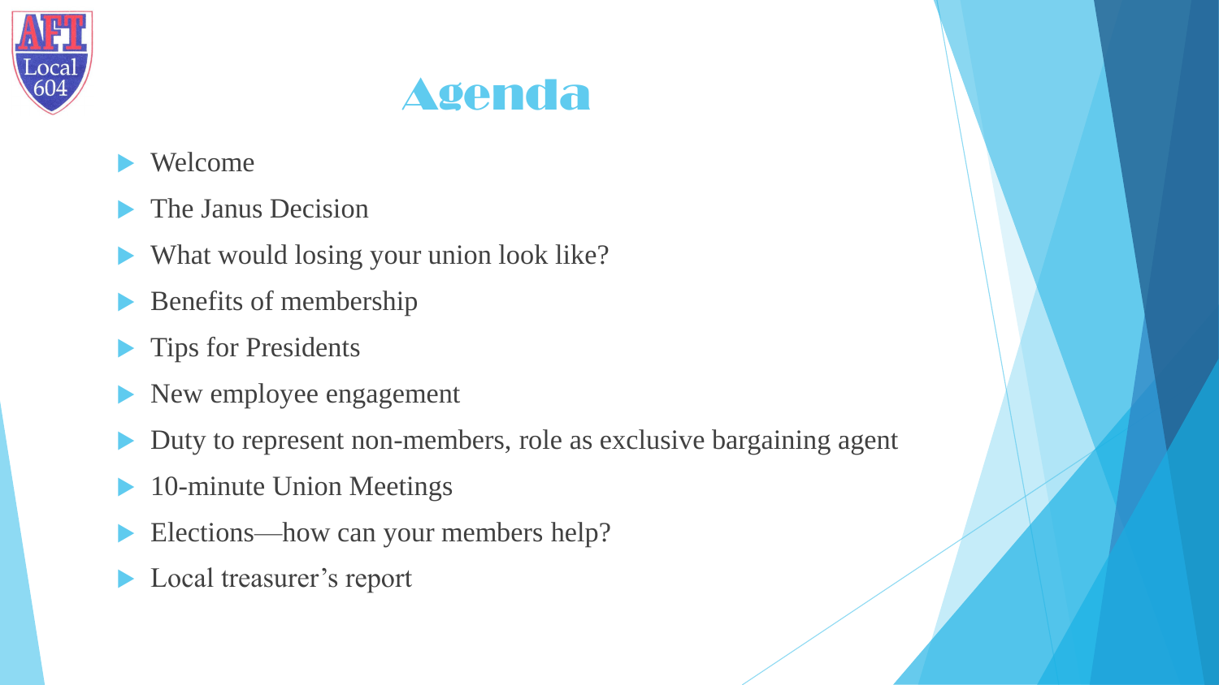# Agenda

- Welcome
- The Janus Decision
- What would losing your union look like?
- Benefits of membership
- Tips for Presidents
- New employee engagement
- Duty to represent non-members, role as exclusive bargaining agent
- 10-minute Union Meetings
- Elections—how can your members help?
- Local treasurer's report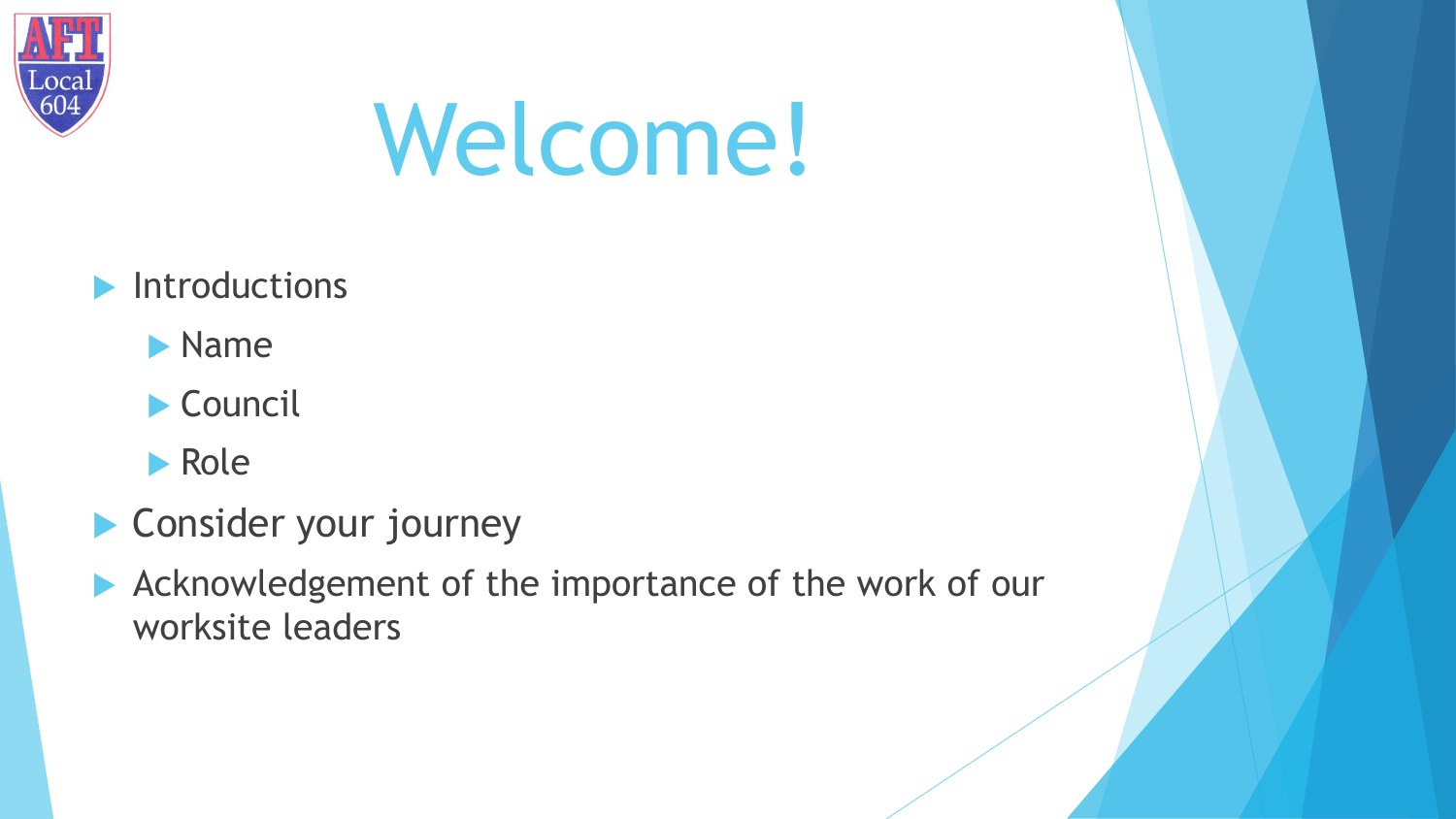# Welcome!

- Introductions
  - Name
  - Council
  - Role
- Consider your journey
- Acknowledgement of the importance of the work of our worksite leaders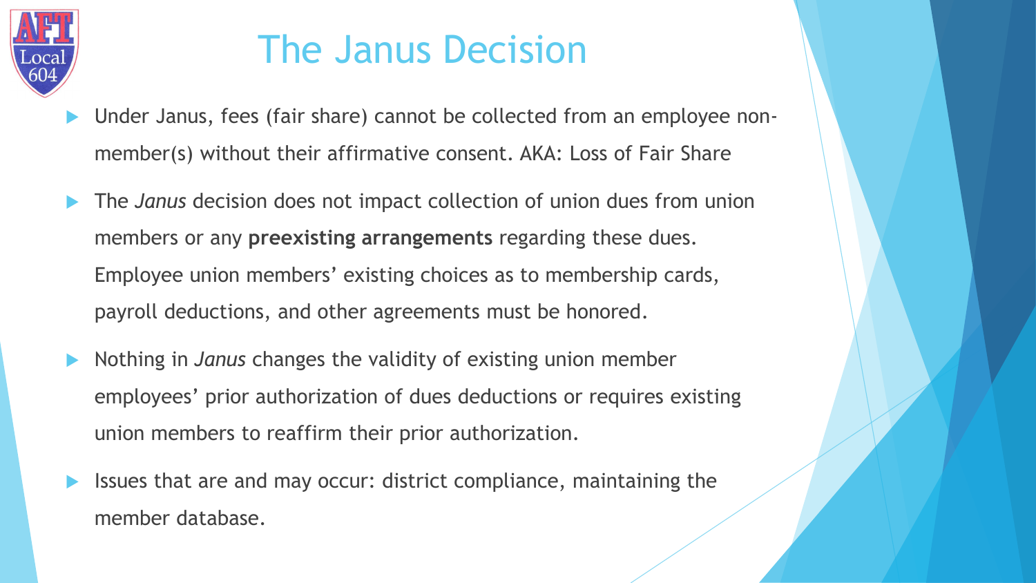# The Janus Decision

- Under Janus, fees (fair share) cannot be collected from an employee non-member(s) without their affirmative consent. AKA: Loss of Fair Share
- The *Janus* decision does not impact collection of union dues from union members or any **preexisting arrangements** regarding these dues. Employee union members' existing choices as to membership cards, payroll deductions, and other agreements must be honored.
- Nothing in *Janus* changes the validity of existing union member employees' prior authorization of dues deductions or requires existing union members to reaffirm their prior authorization.
- Issues that are and may occur: district compliance, maintaining the member database.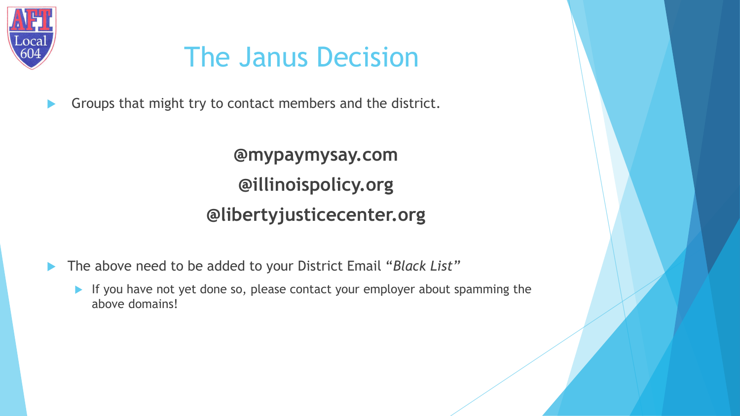# The Janus Decision

- Groups that might try to contact members and the district.

**@mypaymysay.com**

**@illinoispolicy.org**

**@libertyjusticecenter.org**

- The above need to be added to your District Email "*Black List*"
  - If you have not yet done so, please contact your employer about spamming the above domains!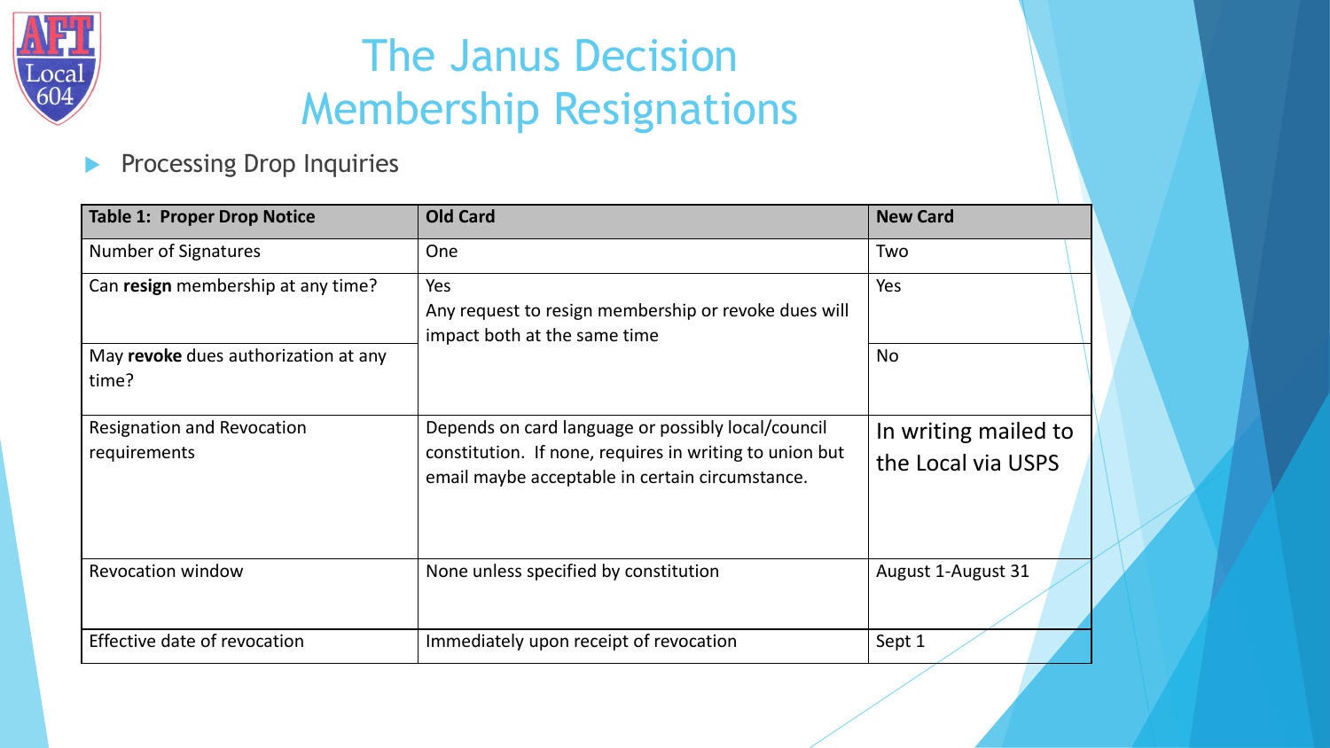# The Janus Decision
# Membership Resignations

- Processing Drop Inquiries

| **Table 1: Proper Drop Notice** | **Old Card** | **New Card** |
| --- | --- | --- |
| Number of Signatures | One | Two |
| Can **resign** membership at any time? | Yes<br>Any request to resign membership or revoke dues will impact both at the same time | Yes |
| May **revoke** dues authorization at any time? | | No |
| Resignation and Revocation requirements | Depends on card language or possibly local/council constitution. If none, requires in writing to union but email maybe acceptable in certain circumstance. | In writing mailed to the Local via USPS |
| Revocation window | None unless specified by constitution | August 1-August 31 |
| Effective date of revocation | Immediately upon receipt of revocation | Sept 1 |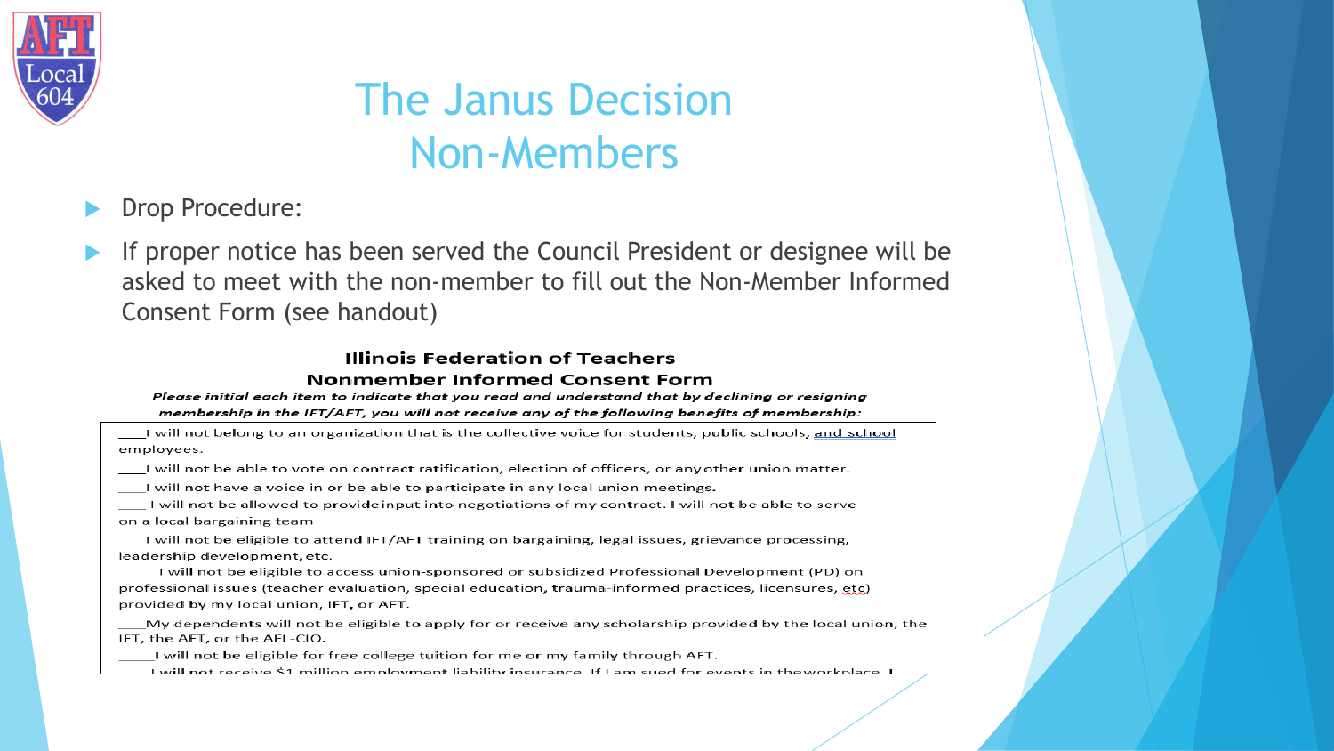# The Janus Decision
## Non-Members

- Drop Procedure:
- If proper notice has been served the Council President or designee will be asked to meet with the non-member to fill out the Non-Member Informed Consent Form (see handout)

**Illinois Federation of Teachers**

**Nonmember Informed Consent Form**

***Please initial each item to indicate that you read and understand that by declining or resigning membership in the IFT/AFT, you will not receive any of the following benefits of membership:***

___I will not belong to an organization that is the collective voice for students, public schools, and school employees.

___I will not be able to vote on contract ratification, election of officers, or any other union matter.

___I will not have a voice in or be able to participate in any local union meetings.

___ I will not be allowed to provide input into negotiations of my contract. I will not be able to serve on a local bargaining team

___I will not be eligible to attend IFT/AFT training on bargaining, legal issues, grievance processing, leadership development, etc.

_____ I will not be eligible to access union-sponsored or subsidized Professional Development (PD) on professional issues (teacher evaluation, special education, trauma-informed practices, licensures, etc) provided by my local union, IFT, or AFT.

___My dependents will not be eligible to apply for or receive any scholarship provided by the local union, the IFT, the AFT, or the AFL-CIO.

_____I will not be eligible for free college tuition for me or my family through AFT.

I will not receive $1 million employment liability insurance. If I am sued for events in the workplace, I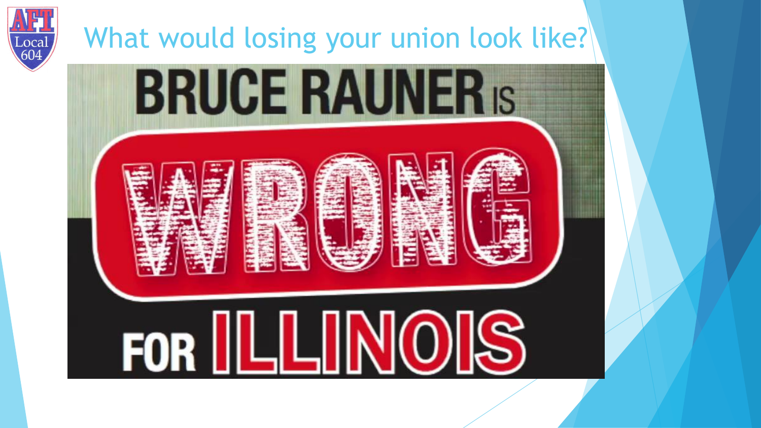# What would losing your union look like?

BRUCE RAUNER IS

WRONG

FOR ILLINOIS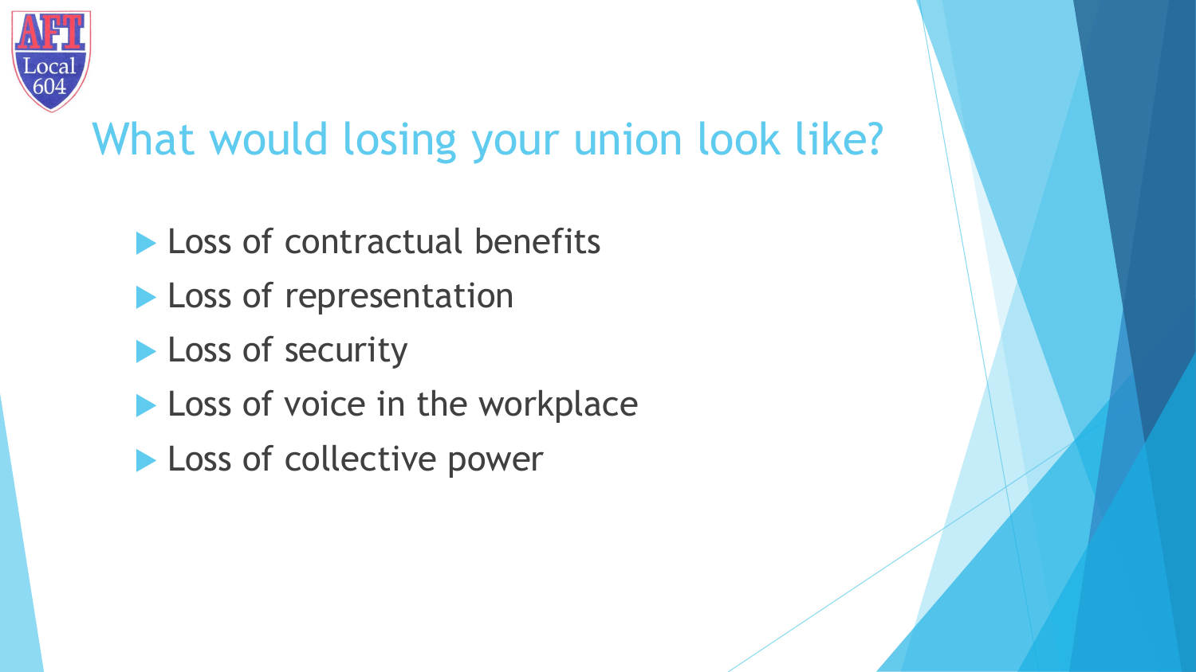# What would losing your union look like?

- Loss of contractual benefits
- Loss of representation
- Loss of security
- Loss of voice in the workplace
- Loss of collective power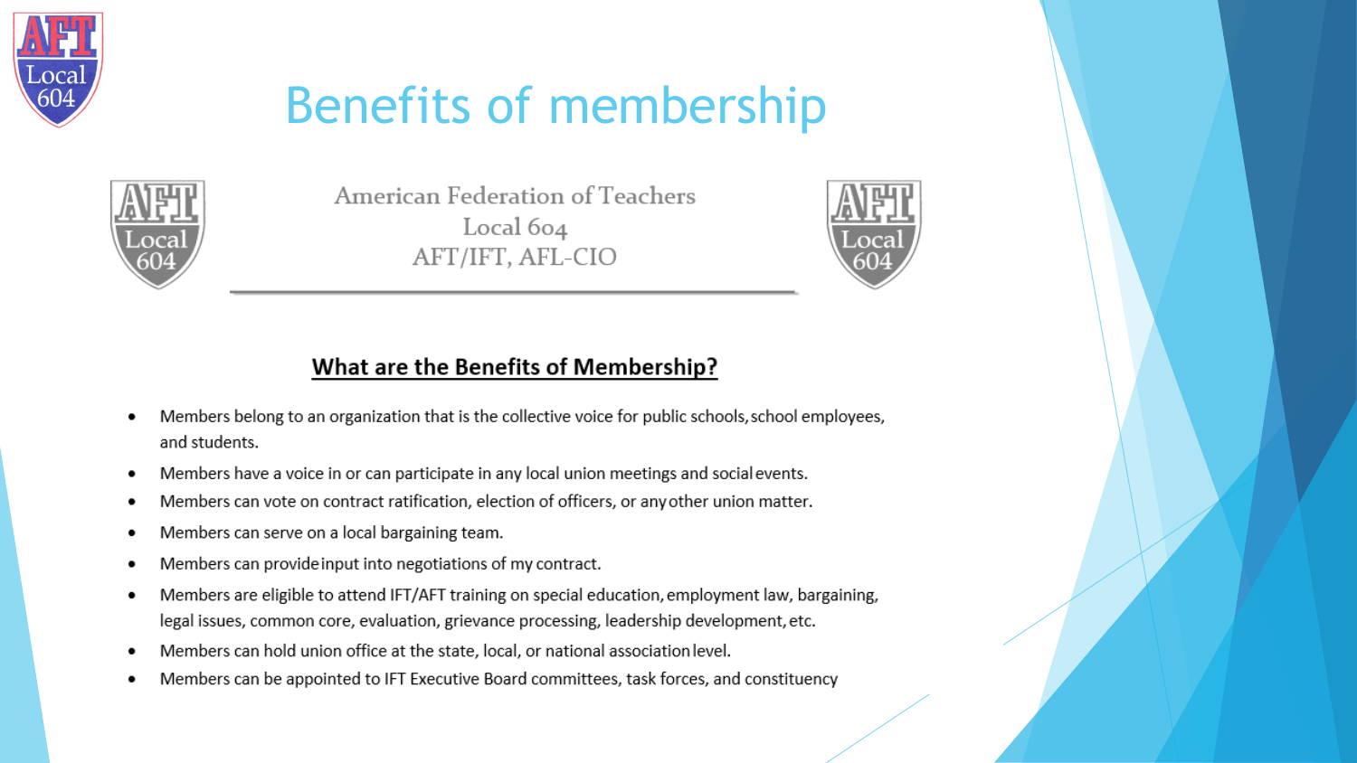# Benefits of membership

American Federation of Teachers
Local 604
AFT/IFT, AFL-CIO

## What are the Benefits of Membership?

- Members belong to an organization that is the collective voice for public schools, school employees, and students.
- Members have a voice in or can participate in any local union meetings and social events.
- Members can vote on contract ratification, election of officers, or any other union matter.
- Members can serve on a local bargaining team.
- Members can provide input into negotiations of my contract.
- Members are eligible to attend IFT/AFT training on special education, employment law, bargaining, legal issues, common core, evaluation, grievance processing, leadership development, etc.
- Members can hold union office at the state, local, or national association level.
- Members can be appointed to IFT Executive Board committees, task forces, and constituency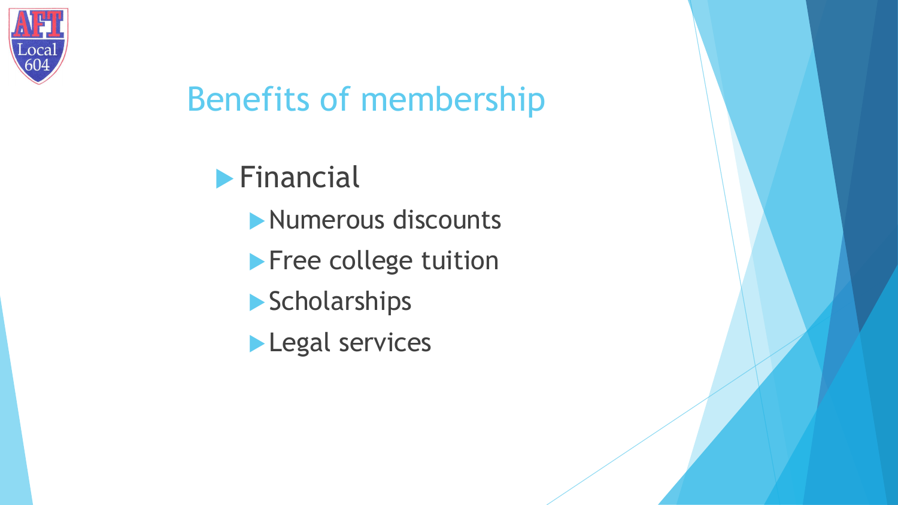# Benefits of membership

- Financial
  - Numerous discounts
  - Free college tuition
  - Scholarships
  - Legal services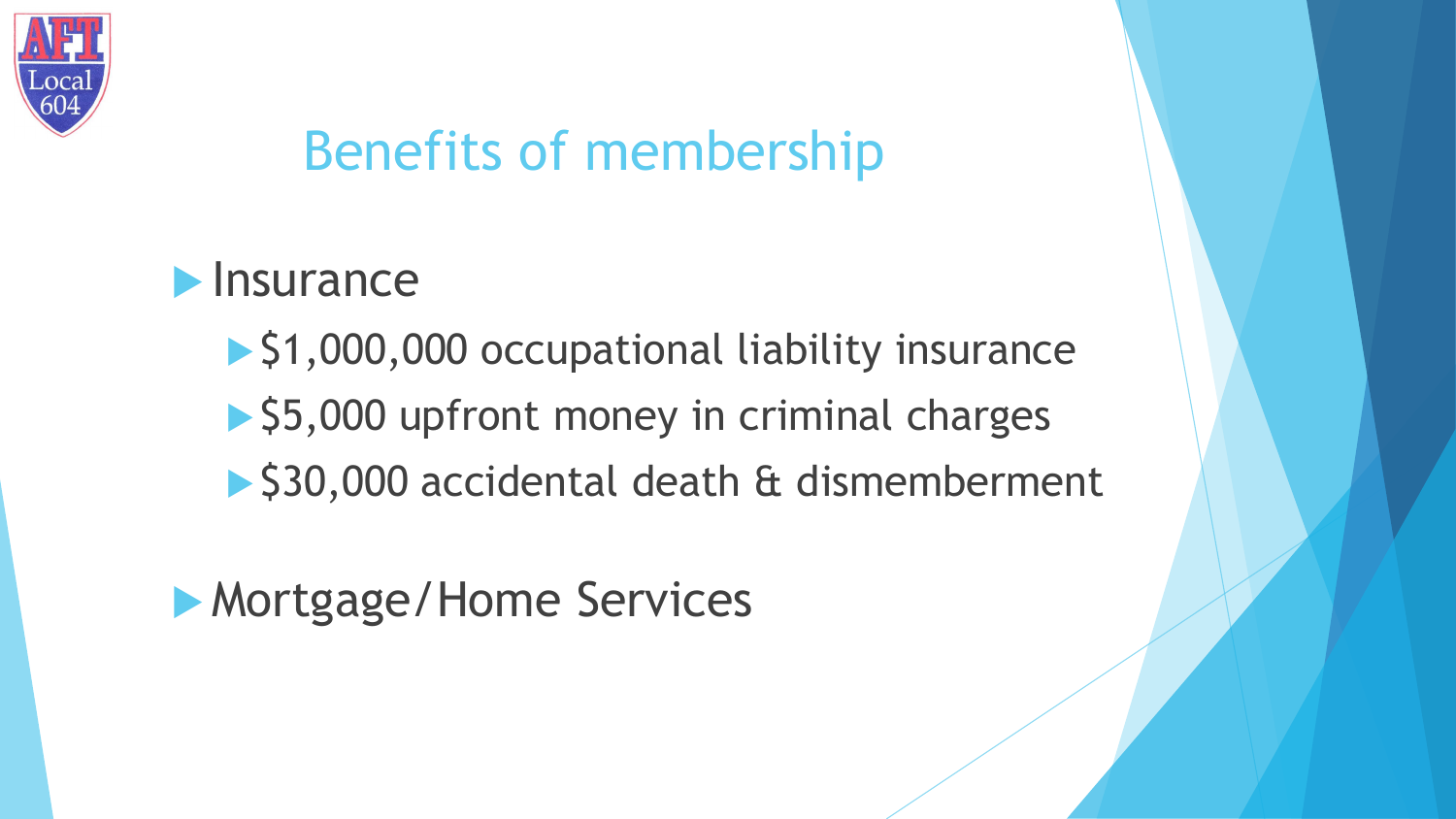# Benefits of membership

- Insurance
  - $1,000,000 occupational liability insurance
  - $5,000 upfront money in criminal charges
  - $30,000 accidental death & dismemberment
- Mortgage/Home Services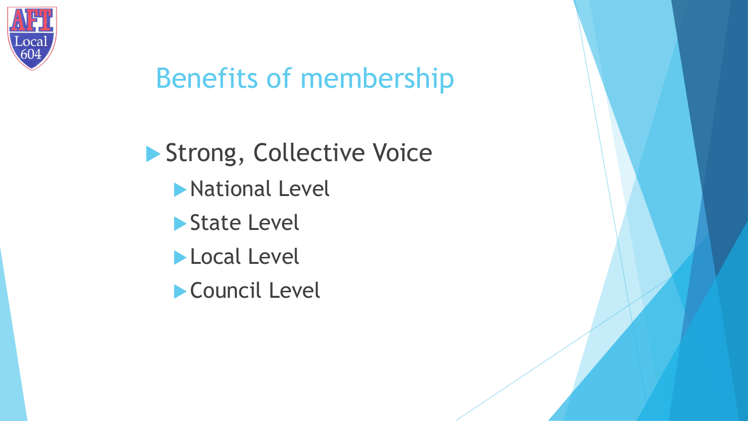## Benefits of membership

- Strong, Collective Voice
  - National Level
  - State Level
  - Local Level
  - Council Level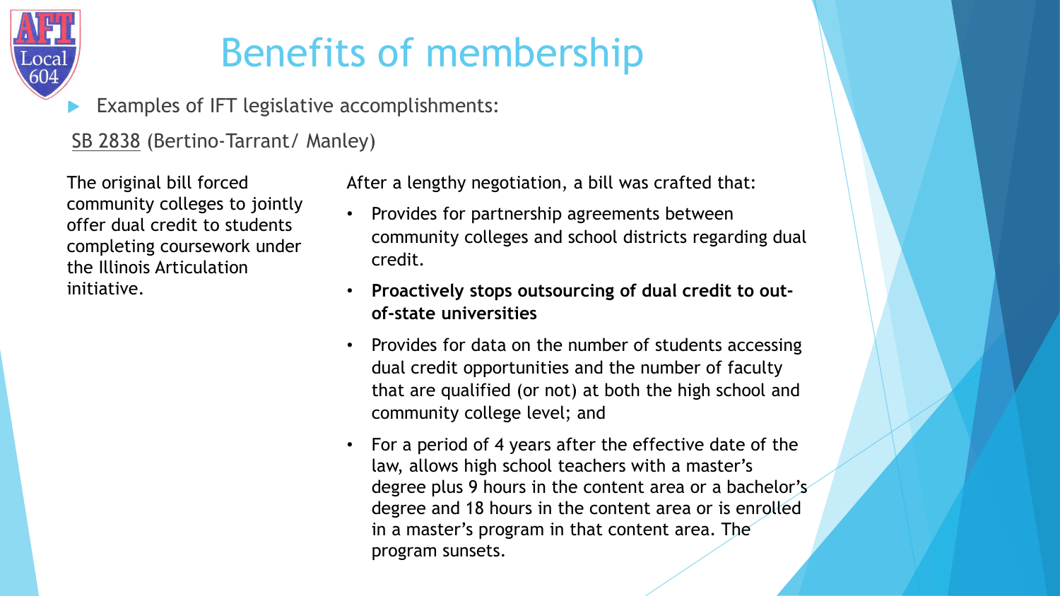# Benefits of membership

- Examples of IFT legislative accomplishments:

SB 2838 (Bertino-Tarrant/ Manley)

The original bill forced community colleges to jointly offer dual credit to students completing coursework under the Illinois Articulation initiative.

After a lengthy negotiation, a bill was crafted that:

- Provides for partnership agreements between community colleges and school districts regarding dual credit.
- **Proactively stops outsourcing of dual credit to out-of-state universities**
- Provides for data on the number of students accessing dual credit opportunities and the number of faculty that are qualified (or not) at both the high school and community college level; and
- For a period of 4 years after the effective date of the law, allows high school teachers with a master's degree plus 9 hours in the content area or a bachelor's degree and 18 hours in the content area or is enrolled in a master's program in that content area. The program sunsets.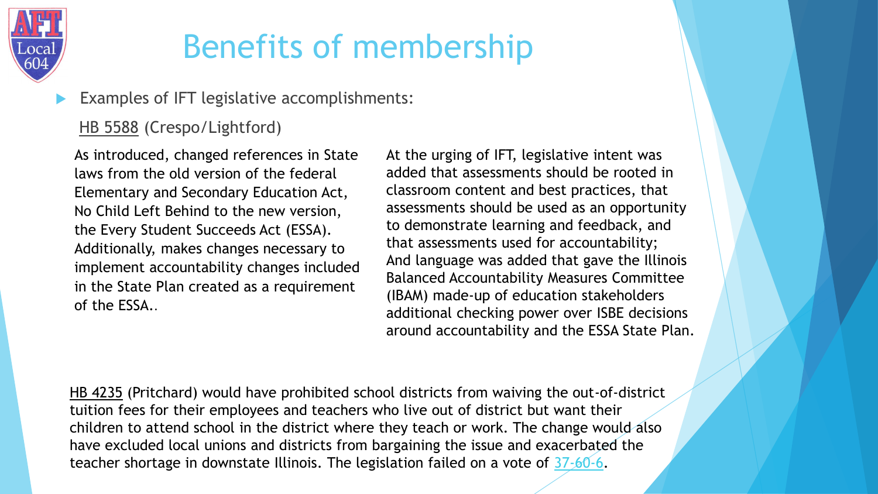# Benefits of membership

- Examples of IFT legislative accomplishments:

HB 5588 (Crespo/Lightford)

As introduced, changed references in State laws from the old version of the federal Elementary and Secondary Education Act, No Child Left Behind to the new version, the Every Student Succeeds Act (ESSA). Additionally, makes changes necessary to implement accountability changes included in the State Plan created as a requirement of the ESSA..

At the urging of IFT, legislative intent was added that assessments should be rooted in classroom content and best practices, that assessments should be used as an opportunity to demonstrate learning and feedback, and that assessments used for accountability; And language was added that gave the Illinois Balanced Accountability Measures Committee (IBAM) made-up of education stakeholders additional checking power over ISBE decisions around accountability and the ESSA State Plan.

HB 4235 (Pritchard) would have prohibited school districts from waiving the out-of-district tuition fees for their employees and teachers who live out of district but want their children to attend school in the district where they teach or work. The change would also have excluded local unions and districts from bargaining the issue and exacerbated the teacher shortage in downstate Illinois. The legislation failed on a vote of 37-60-6.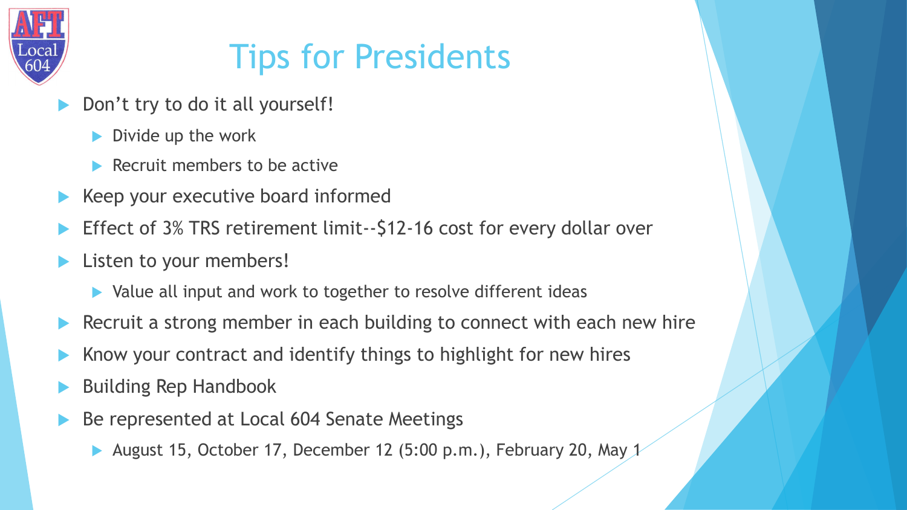# Tips for Presidents

- Don't try to do it all yourself!
  - Divide up the work
  - Recruit members to be active
- Keep your executive board informed
- Effect of 3% TRS retirement limit--$12-16 cost for every dollar over
- Listen to your members!
  - Value all input and work to together to resolve different ideas
- Recruit a strong member in each building to connect with each new hire
- Know your contract and identify things to highlight for new hires
- Building Rep Handbook
- Be represented at Local 604 Senate Meetings
  - August 15, October 17, December 12 (5:00 p.m.), February 20, May 1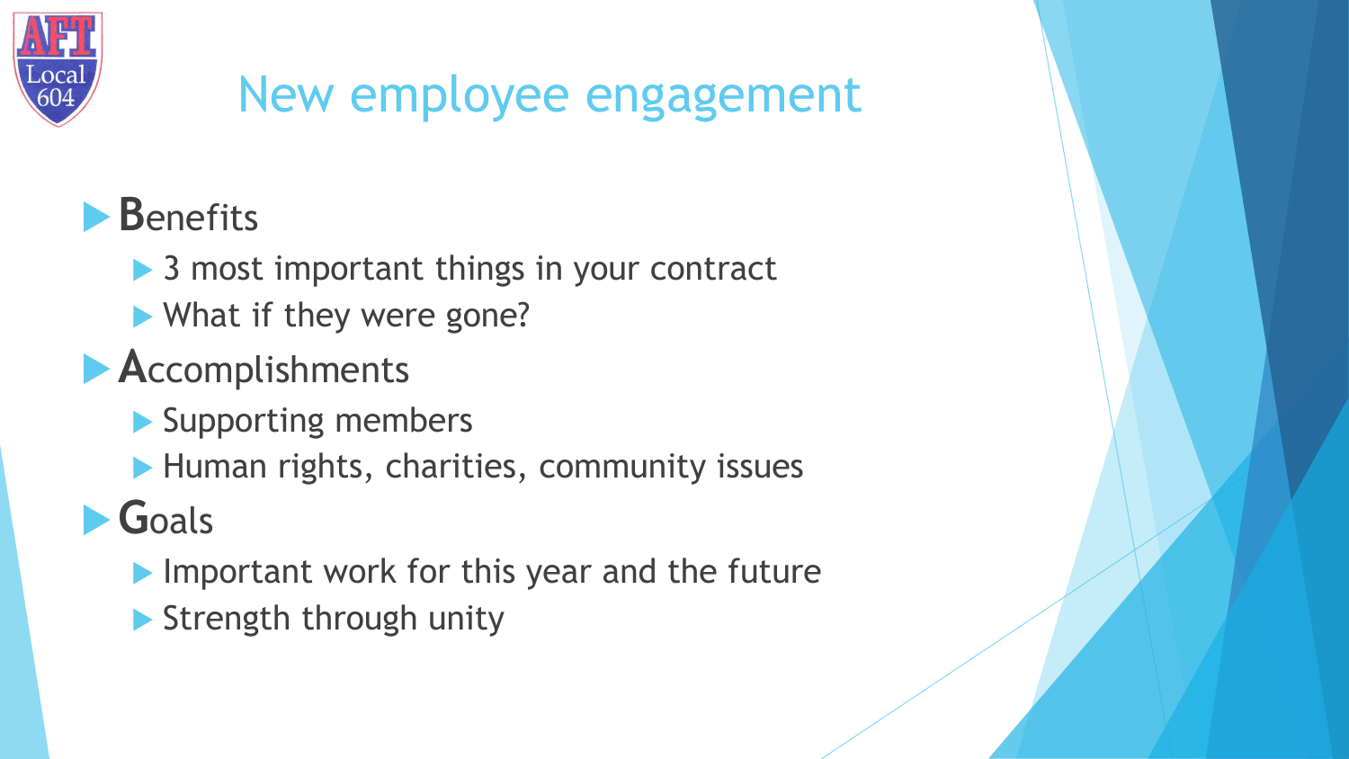# New employee engagement

- **B**enefits
  - 3 most important things in your contract
  - What if they were gone?
- **A**ccomplishments
  - Supporting members
  - Human rights, charities, community issues
- **G**oals
  - Important work for this year and the future
  - Strength through unity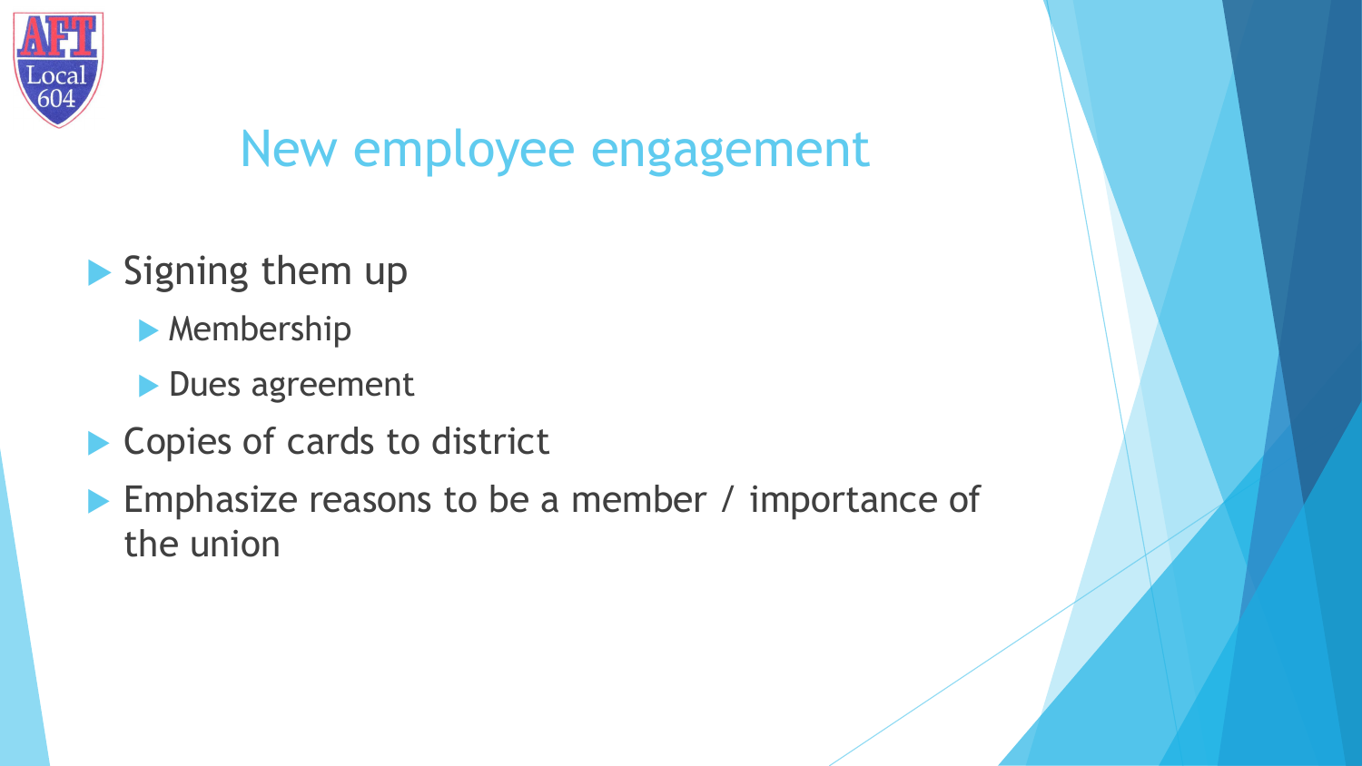# New employee engagement

- Signing them up
  - Membership
  - Dues agreement
- Copies of cards to district
- Emphasize reasons to be a member / importance of the union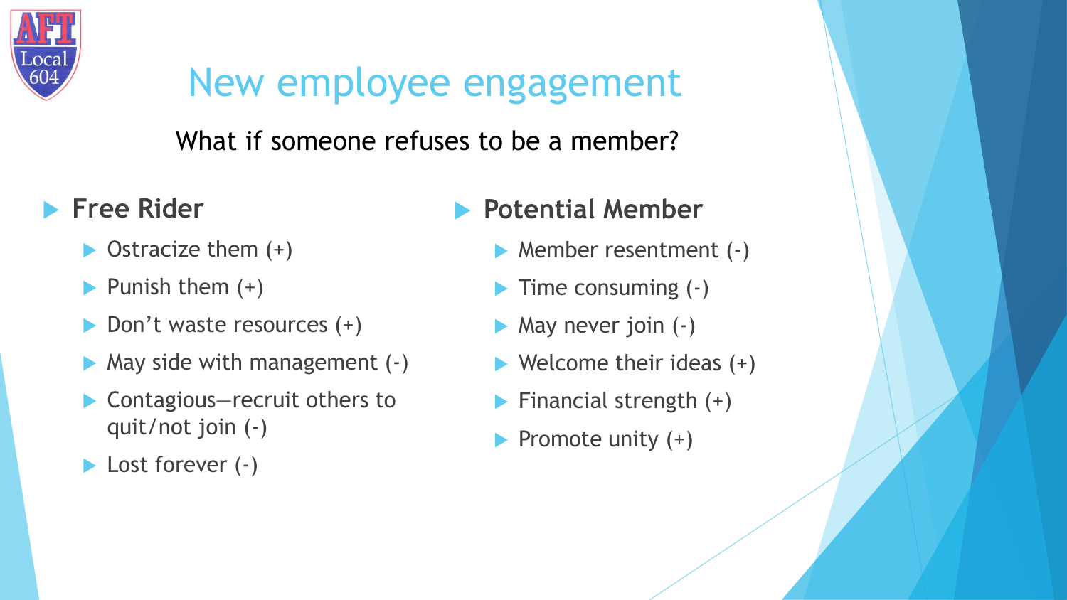# New employee engagement

What if someone refuses to be a member?

- **Free Rider**
  - Ostracize them (+)
  - Punish them (+)
  - Don’t waste resources (+)
  - May side with management (-)
  - Contagious—recruit others to quit/not join (-)
  - Lost forever (-)

- **Potential Member**
  - Member resentment (-)
  - Time consuming (-)
  - May never join (-)
  - Welcome their ideas (+)
  - Financial strength (+)
  - Promote unity (+)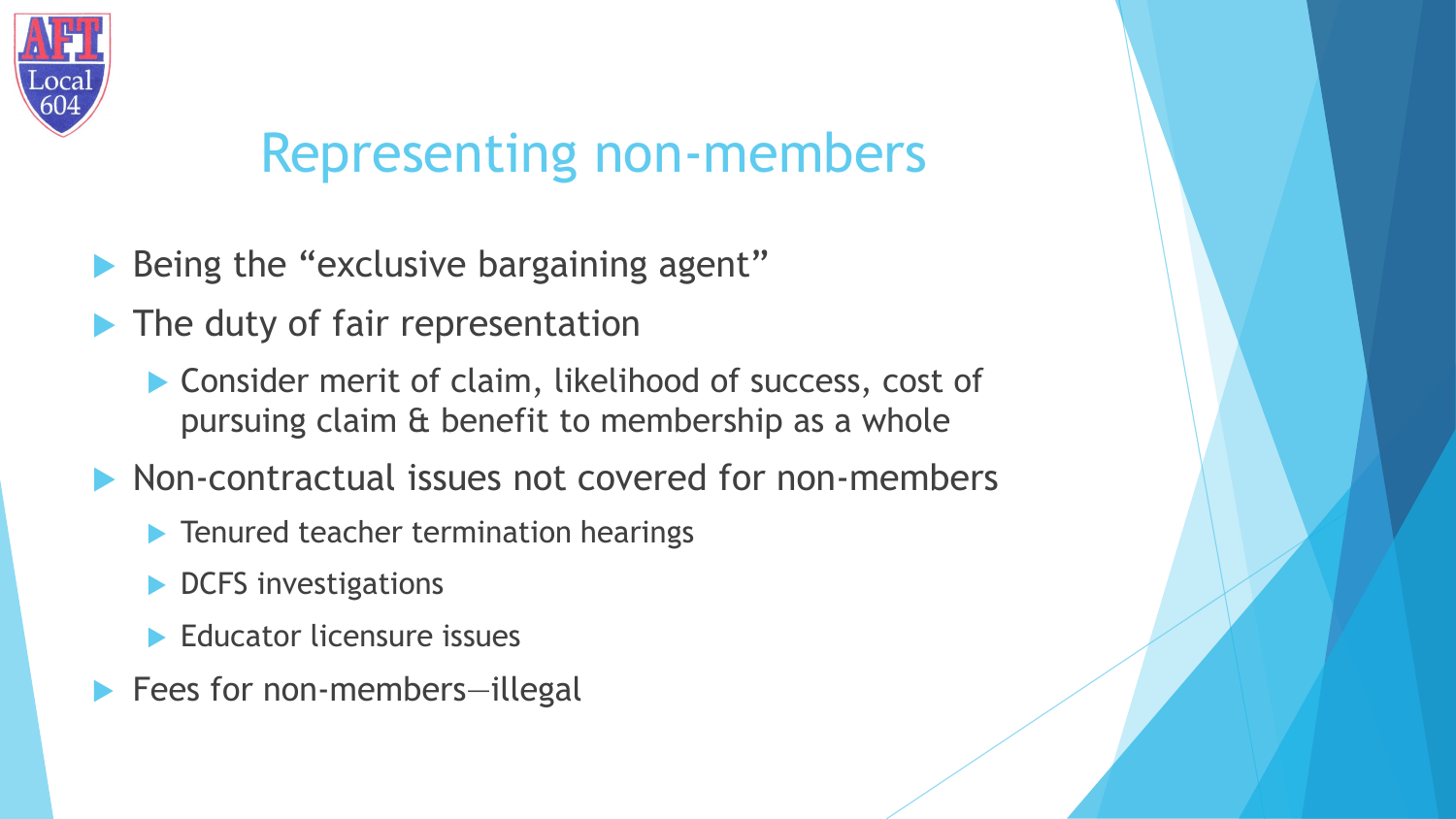# Representing non-members

- Being the "exclusive bargaining agent"
- The duty of fair representation
  - Consider merit of claim, likelihood of success, cost of pursuing claim & benefit to membership as a whole
- Non-contractual issues not covered for non-members
  - Tenured teacher termination hearings
  - DCFS investigations
  - Educator licensure issues
- Fees for non-members—illegal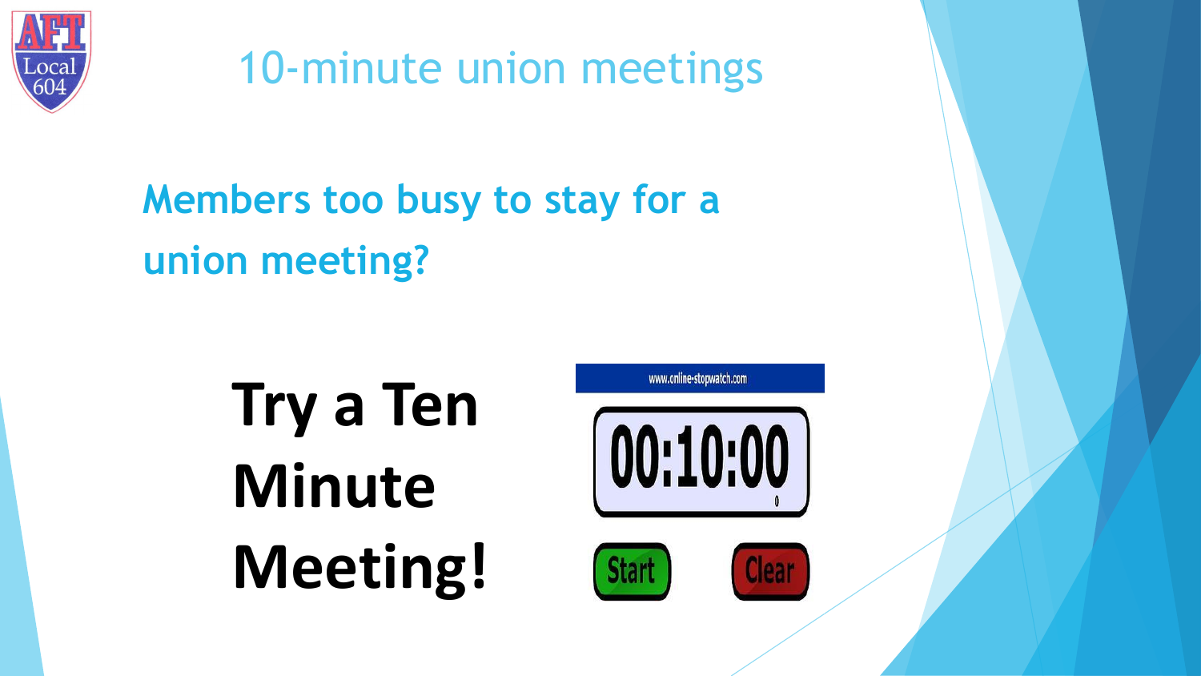# 10-minute union meetings

**Members too busy to stay for a union meeting?**

**Try a Ten Minute Meeting!**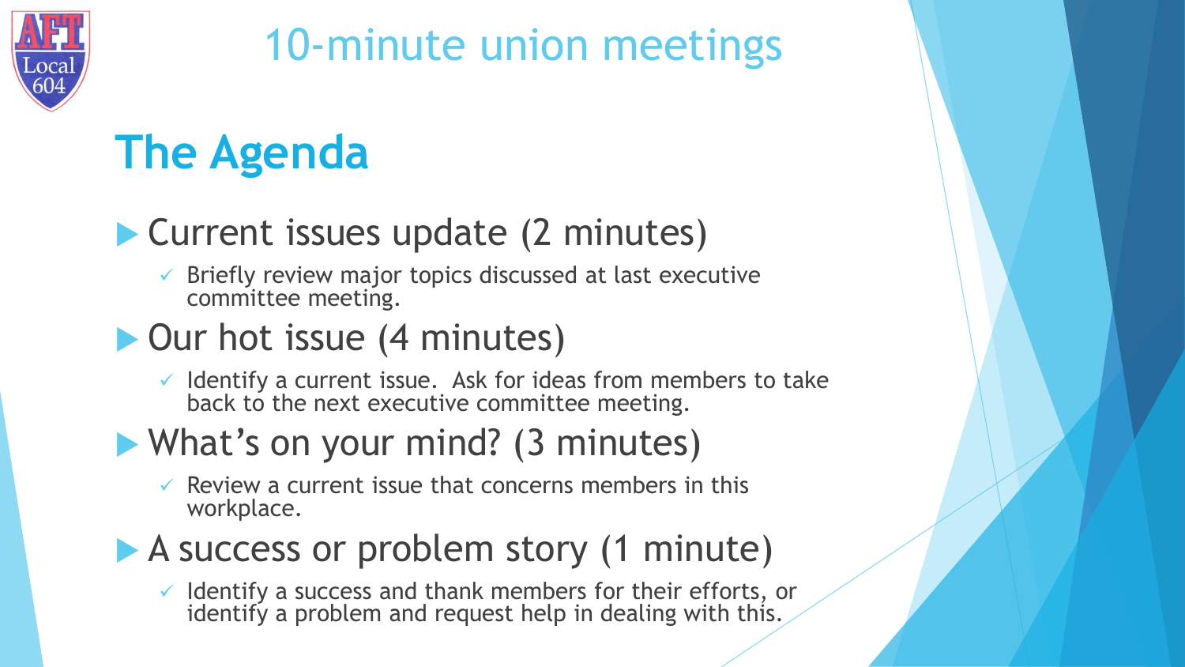# 10-minute union meetings

## The Agenda

- Current issues update (2 minutes)
  - Briefly review major topics discussed at last executive committee meeting.
- Our hot issue (4 minutes)
  - Identify a current issue. Ask for ideas from members to take back to the next executive committee meeting.
- What's on your mind? (3 minutes)
  - Review a current issue that concerns members in this workplace.
- A success or problem story (1 minute)
  - Identify a success and thank members for their efforts, or identify a problem and request help in dealing with this.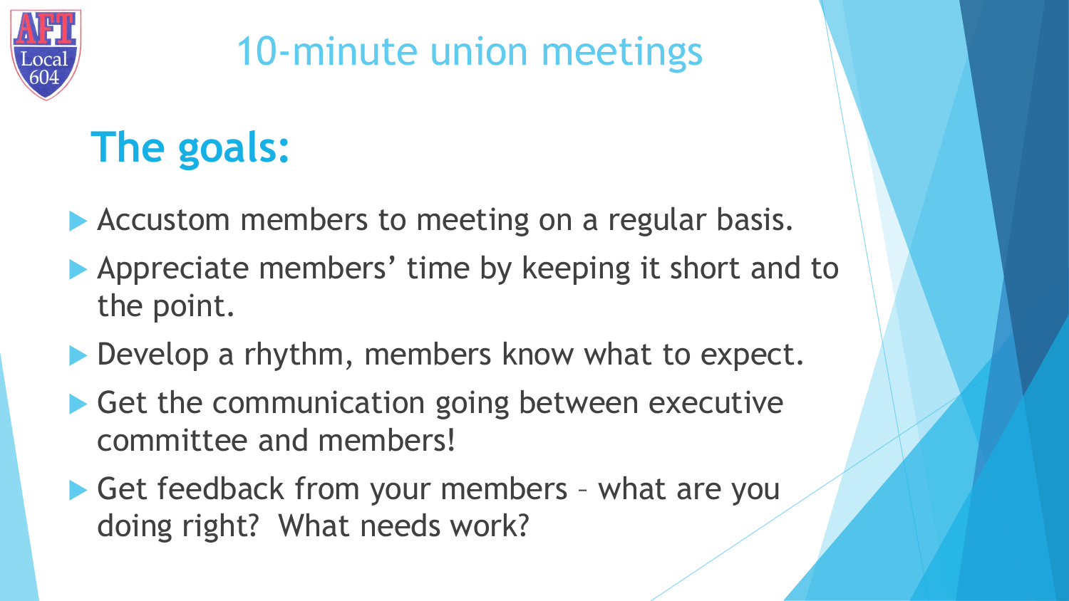# 10-minute union meetings

## The goals:

- Accustom members to meeting on a regular basis.
- Appreciate members’ time by keeping it short and to the point.
- Develop a rhythm, members know what to expect.
- Get the communication going between executive committee and members!
- Get feedback from your members – what are you doing right? What needs work?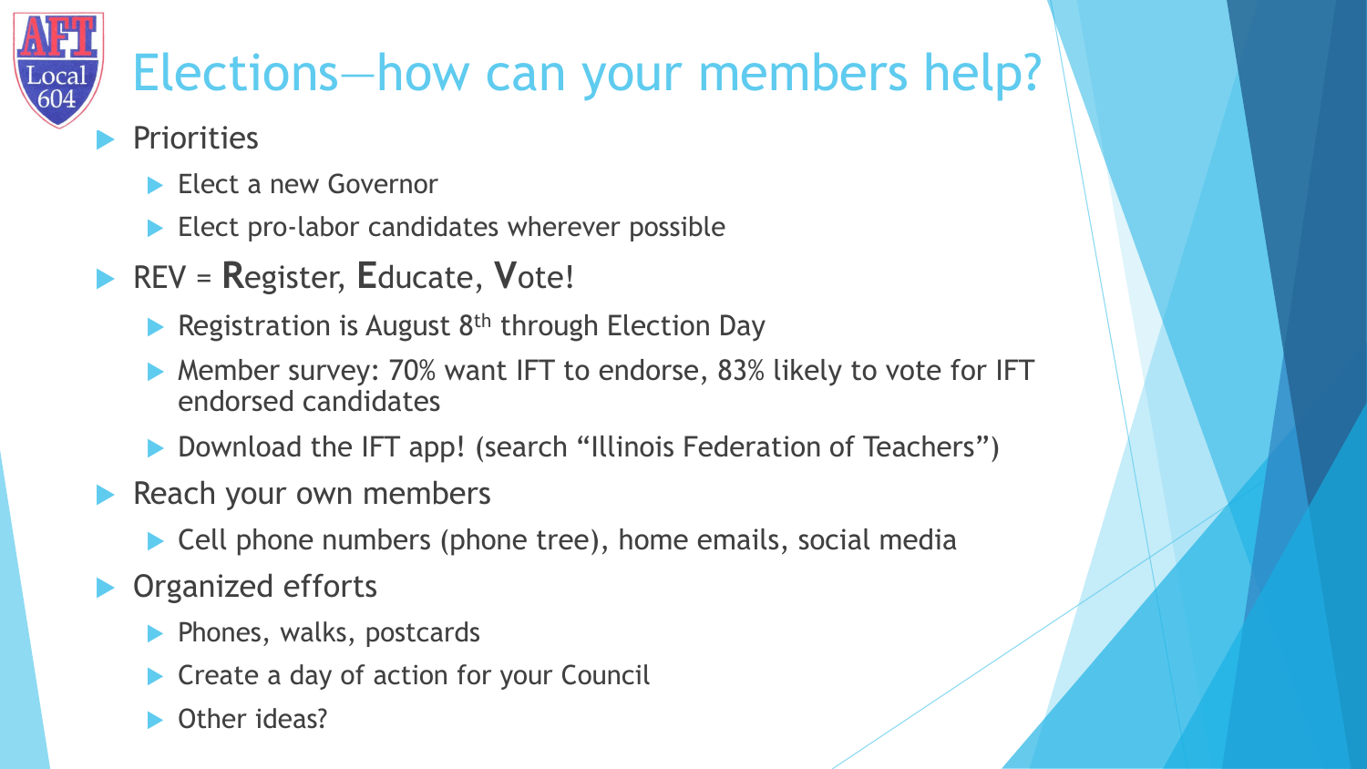# Elections—how can your members help?

- Priorities
  - Elect a new Governor
  - Elect pro-labor candidates wherever possible
- REV = **R**egister, **E**ducate, **V**ote!
  - Registration is August 8th through Election Day
  - Member survey: 70% want IFT to endorse, 83% likely to vote for IFT endorsed candidates
  - Download the IFT app! (search "Illinois Federation of Teachers")
- Reach your own members
  - Cell phone numbers (phone tree), home emails, social media
- Organized efforts
  - Phones, walks, postcards
  - Create a day of action for your Council
  - Other ideas?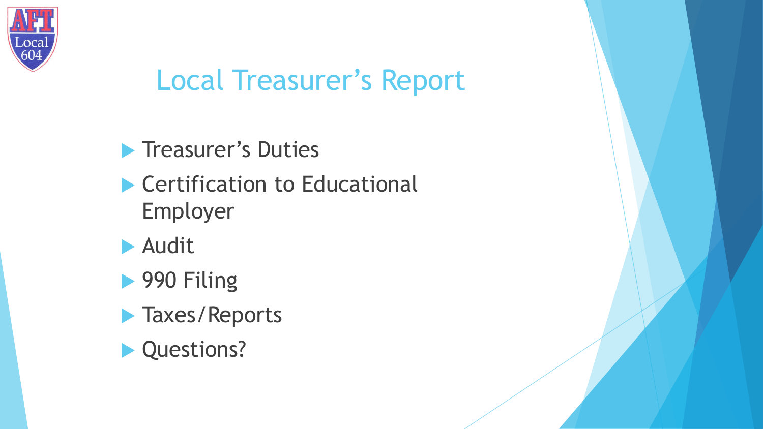# Local Treasurer's Report

- Treasurer's Duties
- Certification to Educational Employer
- Audit
- 990 Filing
- Taxes/Reports
- Questions?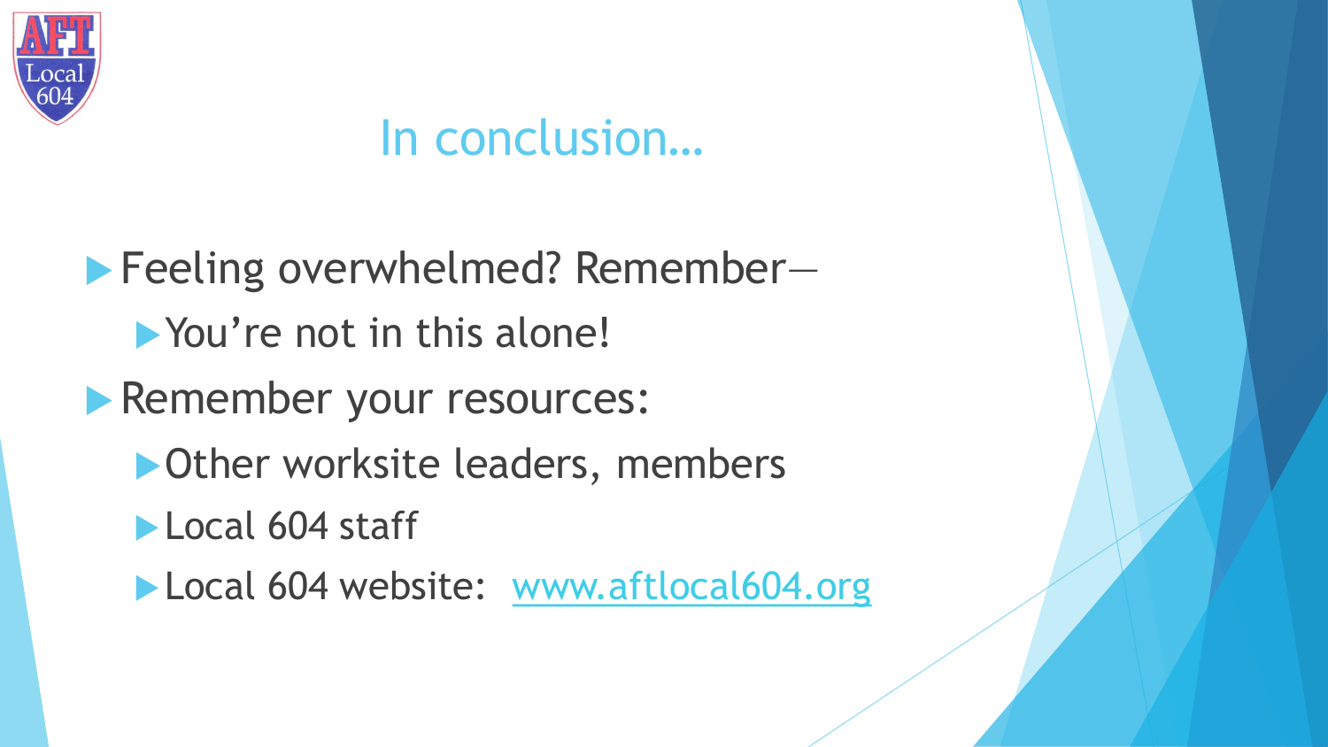# In conclusion…

- Feeling overwhelmed? Remember—
  - You're not in this alone!
- Remember your resources:
  - Other worksite leaders, members
  - Local 604 staff
  - Local 604 website: [www.aftlocal604.org](http://www.aftlocal604.org)